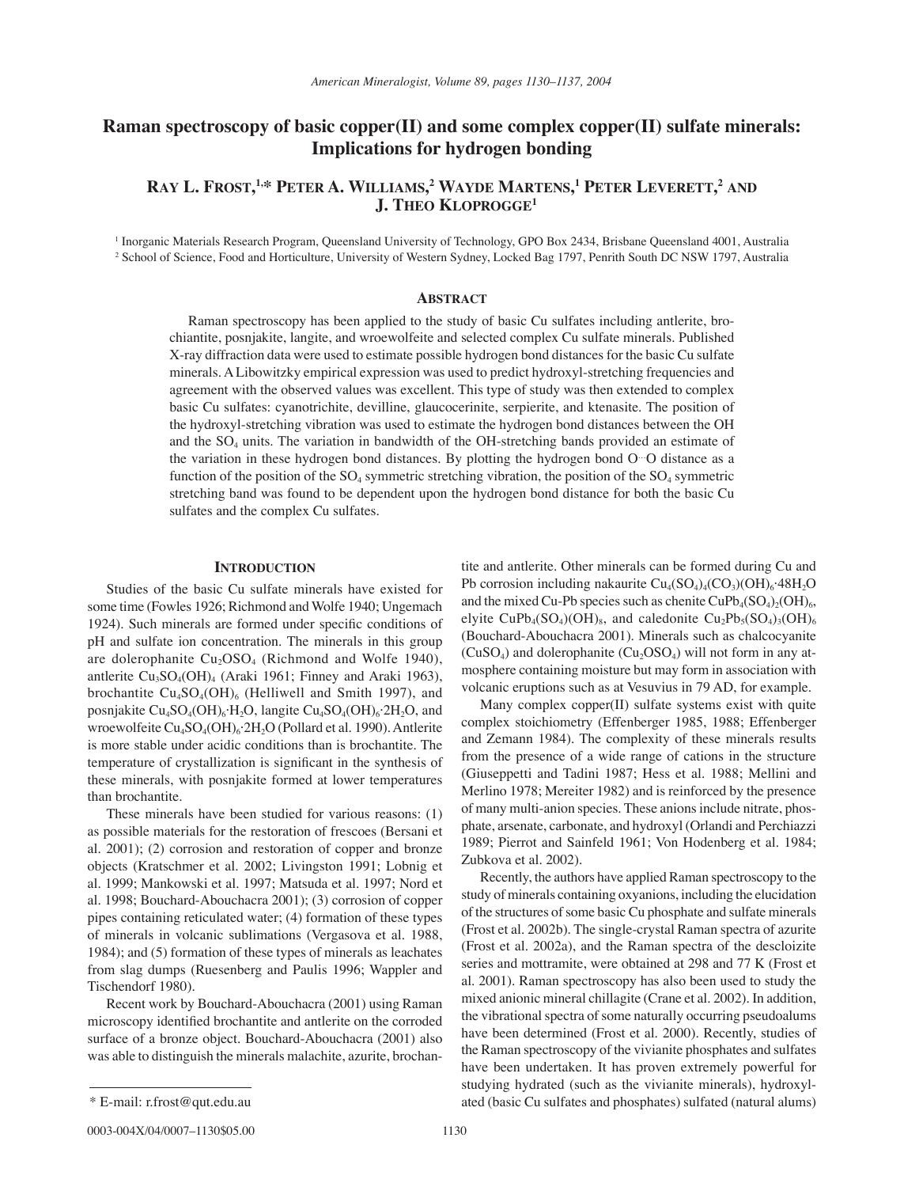# Raman spectroscopy of basic copper(II) and some complex copper(II) sulfate minerals: Implications for hydrogen bonding

**Ray L. Frost,[1,*] Peter A. Williams,[2] Wayde Martens,[1] Peter Leverett,[2] and J. Theo Kloprogge[1]**

[1] Inorganic Materials Research Program, Queensland University of Technology, GPO Box 2434, Brisbane Queensland 4001, Australia

[2] School of Science, Food and Horticulture, University of Western Sydney, Locked Bag 1797, Penrith South DC NSW 1797, Australia

## Abstract

Raman spectroscopy has been applied to the study of basic Cu sulfates including antlerite, brochiantite, posnjakite, langite, and wroewolfeite and selected complex Cu sulfate minerals. Published X-ray diffraction data were used to estimate possible hydrogen bond distances for the basic Cu sulfate minerals. A Libowitzky empirical expression was used to predict hydroxyl-stretching frequencies and agreement with the observed values was excellent. This type of study was then extended to complex basic Cu sulfates: cyanotrichite, devilline, glaucocerinite, serpierite, and ktenasite. The position of the hydroxyl-stretching vibration was used to estimate the hydrogen bond distances between the OH and the $SO_4$ units. The variation in bandwidth of the OH-stretching bands provided an estimate of the variation in these hydrogen bond distances. By plotting the hydrogen bond O···O distance as a function of the position of the $SO_4$ symmetric stretching vibration, the position of the $SO_4$ symmetric stretching band was found to be dependent upon the hydrogen bond distance for both the basic Cu sulfates and the complex Cu sulfates.

## Introduction

Studies of the basic Cu sulfate minerals have existed for some time (Fowles 1926; Richmond and Wolfe 1940; Ungemach 1924). Such minerals are formed under specific conditions of pH and sulfate ion concentration. The minerals in this group are dolerophanite $Cu_2OSO_4$ (Richmond and Wolfe 1940), antlerite $Cu_3SO_4(OH)_4$ (Araki 1961; Finney and Araki 1963), brochantite $Cu_4SO_4(OH)_6$ (Helliwell and Smith 1997), and posnjakite $Cu_4SO_4(OH)_6{\cdot}H_2O$, langite $Cu_4SO_4(OH)_6{\cdot}2H_2O$, and wroewolfeite $Cu_4SO_4(OH)_6{\cdot}2H_2O$ (Pollard et al. 1990). Antlerite is more stable under acidic conditions than is brochantite. The temperature of crystallization is significant in the synthesis of these minerals, with posnjakite formed at lower temperatures than brochantite.

These minerals have been studied for various reasons: (1) as possible materials for the restoration of frescoes (Bersani et al. 2001); (2) corrosion and restoration of copper and bronze objects (Kratschmer et al. 2002; Livingston 1991; Lobnig et al. 1999; Mankowski et al. 1997; Matsuda et al. 1997; Nord et al. 1998; Bouchard-Abouchacra 2001); (3) corrosion of copper pipes containing reticulated water; (4) formation of these types of minerals in volcanic sublimations (Vergasova et al. 1988, 1984); and (5) formation of these types of minerals as leachates from slag dumps (Ruesenberg and Paulis 1996; Wappler and Tischendorf 1980).

Recent work by Bouchard-Abouchacra (2001) using Raman microscopy identified brochantite and antlerite on the corroded surface of a bronze object. Bouchard-Abouchacra (2001) also was able to distinguish the minerals malachite, azurite, brochantite and antlerite. Other minerals can be formed during Cu and Pb corrosion including nakaurite $Cu_4(SO_4)_4(CO_3)(OH)_6{\cdot}48H_2O$ and the mixed Cu-Pb species such as chenite $CuPb_4(SO_4)_2(OH)_6$, elyite $CuPb_4(SO_4)(OH)_8$, and caledonite $Cu_2Pb_5(SO_4)_3(OH)_6$ (Bouchard-Abouchacra 2001). Minerals such as chalcocyanite ($CuSO_4$) and dolerophanite ($Cu_2OSO_4$) will not form in any atmosphere containing moisture but may form in association with volcanic eruptions such as at Vesuvius in 79 AD, for example.

Many complex copper(II) sulfate systems exist with quite complex stoichiometry (Effenberger 1985, 1988; Effenberger and Zemann 1984). The complexity of these minerals results from the presence of a wide range of cations in the structure (Giuseppetti and Tadini 1987; Hess et al. 1988; Mellini and Merlino 1978; Mereiter 1982) and is reinforced by the presence of many multi-anion species. These anions include nitrate, phosphate, arsenate, carbonate, and hydroxyl (Orlandi and Perchiazzi 1989; Pierrot and Sainfeld 1961; Von Hodenberg et al. 1984; Zubkova et al. 2002).

Recently, the authors have applied Raman spectroscopy to the study of minerals containing oxyanions, including the elucidation of the structures of some basic Cu phosphate and sulfate minerals (Frost et al. 2002b). The single-crystal Raman spectra of azurite (Frost et al. 2002a), and the Raman spectra of the descloizite series and mottramite, were obtained at 298 and 77 K (Frost et al. 2001). Raman spectroscopy has also been used to study the mixed anionic mineral chillagite (Crane et al. 2002). In addition, the vibrational spectra of some naturally occurring pseudoalums have been determined (Frost et al. 2000). Recently, studies of the Raman spectroscopy of the vivianite phosphates and sulfates have been undertaken. It has proven extremely powerful for studying hydrated (such as the vivianite minerals), hydroxylated (basic Cu sulfates and phosphates) sulfated (natural alums)

* E-mail: r.frost@qut.edu.au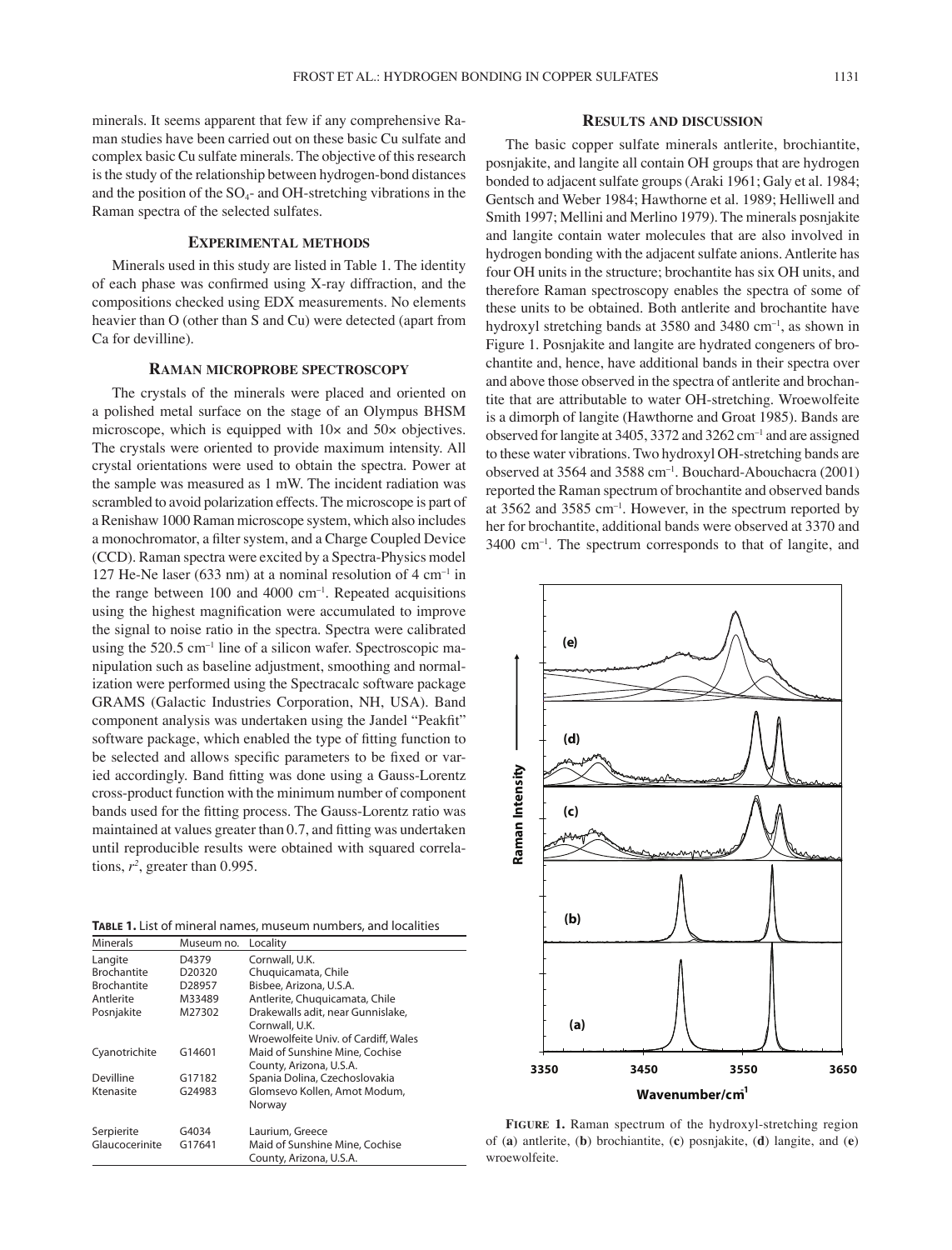minerals. It seems apparent that few if any comprehensive Raman studies have been carried out on these basic Cu sulfate and complex basic Cu sulfate minerals. The objective of this research is the study of the relationship between hydrogen-bond distances and the position of the $SO_4$- and OH-stretching vibrations in the Raman spectra of the selected sulfates.

## Experimental methods

Minerals used in this study are listed in Table 1. The identity of each phase was confirmed using X-ray diffraction, and the compositions checked using EDX measurements. No elements heavier than O (other than S and Cu) were detected (apart from Ca for devilline).

## Raman microprobe spectroscopy

The crystals of the minerals were placed and oriented on a polished metal surface on the stage of an Olympus BHSM microscope, which is equipped with 10× and 50× objectives. The crystals were oriented to provide maximum intensity. All crystal orientations were used to obtain the spectra. Power at the sample was measured as 1 mW. The incident radiation was scrambled to avoid polarization effects. The microscope is part of a Renishaw 1000 Raman microscope system, which also includes a monochromator, a filter system, and a Charge Coupled Device (CCD). Raman spectra were excited by a Spectra-Physics model 127 He-Ne laser (633 nm) at a nominal resolution of 4 $cm^{-1}$ in the range between 100 and 4000 $cm^{-1}$. Repeated acquisitions using the highest magnification were accumulated to improve the signal to noise ratio in the spectra. Spectra were calibrated using the 520.5 $cm^{-1}$ line of a silicon wafer. Spectroscopic manipulation such as baseline adjustment, smoothing and normalization were performed using the Spectracalc software package GRAMS (Galactic Industries Corporation, NH, USA). Band component analysis was undertaken using the Jandel "Peakfit" software package, which enabled the type of fitting function to be selected and allows specific parameters to be fixed or varied accordingly. Band fitting was done using a Gauss-Lorentz cross-product function with the minimum number of component bands used for the fitting process. The Gauss-Lorentz ratio was maintained at values greater than 0.7, and fitting was undertaken until reproducible results were obtained with squared correlations, $r^2$, greater than 0.995.

**Table 1.** List of mineral names, museum numbers, and localities

| Minerals | Museum no. | Locality |
|---|---|---|
| Langite | D4379 | Cornwall, U.K. |
| Brochantite | D20320 | Chuquicamata, Chile |
| Brochantite | D28957 | Bisbee, Arizona, U.S.A. |
| Antlerite | M33489 | Antlerite, Chuquicamata, Chile |
| Posnjakite | M27302 | Drakewalls adit, near Gunnislake, Cornwall, U.K. |
| | | Wroewolfeite Univ. of Cardiff, Wales |
| Cyanotrichite | G14601 | Maid of Sunshine Mine, Cochise County, Arizona, U.S.A. |
| Devilline | G17182 | Spania Dolina, Czechoslovakia |
| Ktenasite | G24983 | Glomsevo Kollen, Amot Modum, Norway |
| Serpierite | G4034 | Laurium, Greece |
| Glaucocerinite | G17641 | Maid of Sunshine Mine, Cochise County, Arizona, U.S.A. |

## Results and discussion

The basic copper sulfate minerals antlerite, brochiantite, posnjakite, and langite all contain OH groups that are hydrogen bonded to adjacent sulfate groups (Araki 1961; Galy et al. 1984; Gentsch and Weber 1984; Hawthorne et al. 1989; Helliwell and Smith 1997; Mellini and Merlino 1979). The minerals posnjakite and langite contain water molecules that are also involved in hydrogen bonding with the adjacent sulfate anions. Antlerite has four OH units in the structure; brochantite has six OH units, and therefore Raman spectroscopy enables the spectra of some of these units to be obtained. Both antlerite and brochantite have hydroxyl stretching bands at 3580 and 3480 $cm^{-1}$, as shown in Figure 1. Posnjakite and langite are hydrated congeners of brochantite and, hence, have additional bands in their spectra over and above those observed in the spectra of antlerite and brochantite that are attributable to water OH-stretching. Wroewolfeite is a dimorph of langite (Hawthorne and Groat 1985). Bands are observed for langite at 3405, 3372 and 3262 $cm^{-1}$ and are assigned to these water vibrations. Two hydroxyl OH-stretching bands are observed at 3564 and 3588 $cm^{-1}$. Bouchard-Abouchacra (2001) reported the Raman spectrum of brochantite and observed bands at 3562 and 3585 $cm^{-1}$. However, in the spectrum reported by her for brochantite, additional bands were observed at 3370 and 3400 $cm^{-1}$. The spectrum corresponds to that of langite, and

**Figure 1.** Raman spectrum of the hydroxyl-stretching region of (**a**) antlerite, (**b**) brochiantite, (**c**) posnjakite, (**d**) langite, and (**e**) wroewolfeite.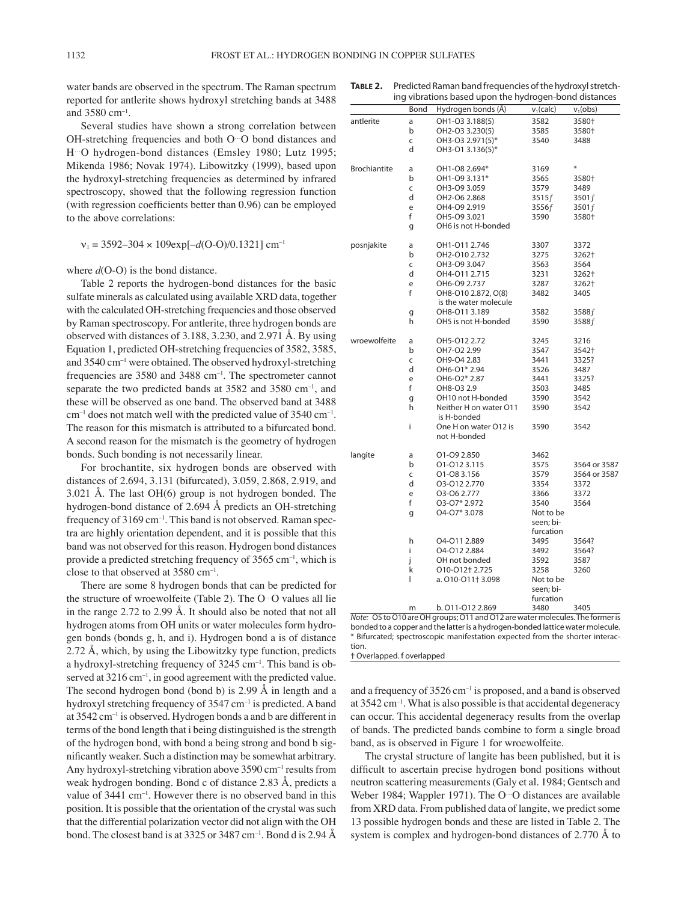water bands are observed in the spectrum. The Raman spectrum reported for antlerite shows hydroxyl stretching bands at 3488 and 3580 cm$^{-1}$.

Several studies have shown a strong correlation between OH-stretching frequencies and both O···O bond distances and H···O hydrogen-bond distances (Emsley 1980; Lutz 1995; Mikenda 1986; Novak 1974). Libowitzky (1999), based upon the hydroxyl-stretching frequencies as determined by infrared spectroscopy, showed that the following regression function (with regression coefficients better than 0.96) can be employed to the above correlations:

$$\nu_1 = 3592–304 \times 109\exp[–d(\text{O-O})/0.1321] \text{ cm}^{-1}$$

where $d$(O-O) is the bond distance.

Table 2 reports the hydrogen-bond distances for the basic sulfate minerals as calculated using available XRD data, together with the calculated OH-stretching frequencies and those observed by Raman spectroscopy. For antlerite, three hydrogen bonds are observed with distances of 3.188, 3.230, and 2.971 Å. By using Equation 1, predicted OH-stretching frequencies of 3582, 3585, and 3540 cm$^{-1}$ were obtained. The observed hydroxyl-stretching frequencies are 3580 and 3488 cm$^{-1}$. The spectrometer cannot separate the two predicted bands at 3582 and 3580 cm$^{-1}$, and these will be observed as one band. The observed band at 3488 cm$^{-1}$ does not match well with the predicted value of 3540 cm$^{-1}$. The reason for this mismatch is attributed to a bifurcated bond. A second reason for the mismatch is the geometry of hydrogen bonds. Such bonding is not necessarily linear.

For brochantite, six hydrogen bonds are observed with distances of 2.694, 3.131 (bifurcated), 3.059, 2.868, 2.919, and 3.021 Å. The last OH(6) group is not hydrogen bonded. The hydrogen-bond distance of 2.694 Å predicts an OH-stretching frequency of 3169 cm$^{-1}$. This band is not observed. Raman spectra are highly orientation dependent, and it is possible that this band was not observed for this reason. Hydrogen bond distances provide a predicted stretching frequency of 3565 cm$^{-1}$, which is close to that observed at 3580 cm$^{-1}$.

There are some 8 hydrogen bonds that can be predicted for the structure of wroewolfeite (Table 2). The O···O values all lie in the range 2.72 to 2.99 Å. It should also be noted that not all hydrogen atoms from OH units or water molecules form hydrogen bonds (bonds g, h, and i). Hydrogen bond a is of distance 2.72 Å, which, by using the Libowitzky type function, predicts a hydroxyl-stretching frequency of 3245 cm$^{-1}$. This band is observed at 3216 cm$^{-1}$, in good agreement with the predicted value. The second hydrogen bond (bond b) is 2.99 Å in length and a hydroxyl stretching frequency of 3547 cm$^{-1}$ is predicted. A band at 3542 cm$^{-1}$ is observed. Hydrogen bonds a and b are different in terms of the bond length that i being distinguished is the strength of the hydrogen bond, with bond a being strong and bond b significantly weaker. Such a distinction may be somewhat arbitrary. Any hydroxyl-stretching vibration above 3590 cm$^{-1}$ results from weak hydrogen bonding. Bond c of distance 2.83 Å, predicts a value of 3441 cm$^{-1}$. However there is no observed band in this position. It is possible that the orientation of the crystal was such that the differential polarization vector did not align with the OH bond. The closest band is at 3325 or 3487 cm$^{-1}$. Bond d is 2.94 Å and a frequency of 3526 cm$^{-1}$ is proposed, and a band is observed at 3542 cm$^{-1}$. What is also possible is that accidental degeneracy can occur. This accidental degeneracy results from the overlap of bands. The predicted bands combine to form a single broad band, as is observed in Figure 1 for wroewolfeite.

The crystal structure of langite has been published, but it is difficult to ascertain precise hydrogen bond positions without neutron scattering measurements (Galy et al. 1984; Gentsch and Weber 1984; Wappler 1971). The O···O distances are available from XRD data. From published data of langite, we predict some 13 possible hydrogen bonds and these are listed in Table 2. The system is complex and hydrogen-bond distances of 2.770 Å to

**TABLE 2.** Predicted Raman band frequencies of the hydroxyl stretching vibrations based upon the hydrogen-bond distances

| | Bond | Hydrogen bonds (Å) | $\nu_1$(calc) | $\nu_1$(obs) |
|---|---|---|---|---|
| antlerite | a | OH1-O3 3.188(5) | 3582 | 3580† |
| | b | OH2-O3 3.230(5) | 3585 | 3580† |
| | c | OH3-O3 2.971(5)* | 3540 | 3488 |
| | d | OH3-O1 3.136(5)* | | |
| Brochantite | a | OH1-O8 2.694* | 3169 | * |
| | b | OH1-O9 3.131* | 3565 | 3580† |
| | c | OH3-O9 3.059 | 3579 | 3489 |
| | d | OH2-O6 2.868 | 3515*f* | 3501*f* |
| | e | OH4-O9 2.919 | 3556*f* | 3501*f* |
| | f | OH5-O9 3.021 | 3590 | 3580† |
| | g | OH6 is not H-bonded | | |
| posnjakite | a | OH1-O11 2.746 | 3307 | 3372 |
| | b | OH2-O10 2.732 | 3275 | 3262† |
| | c | OH3-O9 3.047 | 3563 | 3564 |
| | d | OH4-O11 2.715 | 3231 | 3262† |
| | e | OH6-O9 2.737 | 3287 | 3262† |
| | f | OH8-O10 2.872, O(8) is the water molecule | 3482 | 3405 |
| | g | OH8-O11 3.189 | 3582 | 3588*f* |
| | h | OH5 is not H-bonded | 3590 | 3588*f* |
| wroewolfeite | a | OH5-O12 2.72 | 3245 | 3216 |
| | b | OH7-O2 2.99 | 3547 | 3542† |
| | c | OH9-O4 2.83 | 3441 | 3325? |
| | d | OH6-O1* 2.94 | 3526 | 3487 |
| | e | OH6-O2* 2.87 | 3441 | 3325? |
| | f | OH8-O3 2.9 | 3503 | 3485 |
| | g | OH10 not H-bonded | 3590 | 3542 |
| | h | Neither H on water O11 is H-bonded | 3590 | 3542 |
| | i | One H on water O12 is not H-bonded | 3590 | 3542 |
| langite | a | O1-O9 2.850 | 3462 | |
| | b | O1-O12 3.115 | 3575 | 3564 or 3587 |
| | c | O1-O8 3.156 | 3579 | 3564 or 3587 |
| | d | O3-O12 2.770 | 3354 | 3372 |
| | e | O3-O6 2.777 | 3366 | 3372 |
| | f | O3-O7* 2.972 | 3540 | 3564 |
| | g | O4-O7* 3.078 | Not to be seen; bifurcation | |
| | h | O4-O11 2.889 | 3495 | 3564? |
| | i | O4-O12 2.884 | 3492 | 3564? |
| | j | OH not bonded | 3592 | 3587 |
| | k | O10-O12† 2.725 | 3258 | 3260 |
| | l | a. O10-O11† 3.098 | Not to be seen; bifurcation | |
| | m | b. O11-O12 2.869 | 3480 | 3405 |

*Note:* O5 to O10 are OH groups; O11 and O12 are water molecules. The former is bonded to a copper and the latter is a hydrogen-bonded lattice water molecule.
\* Bifurcated; spectroscopic manifestation expected from the shorter interaction.
† Overlapped. f overlapped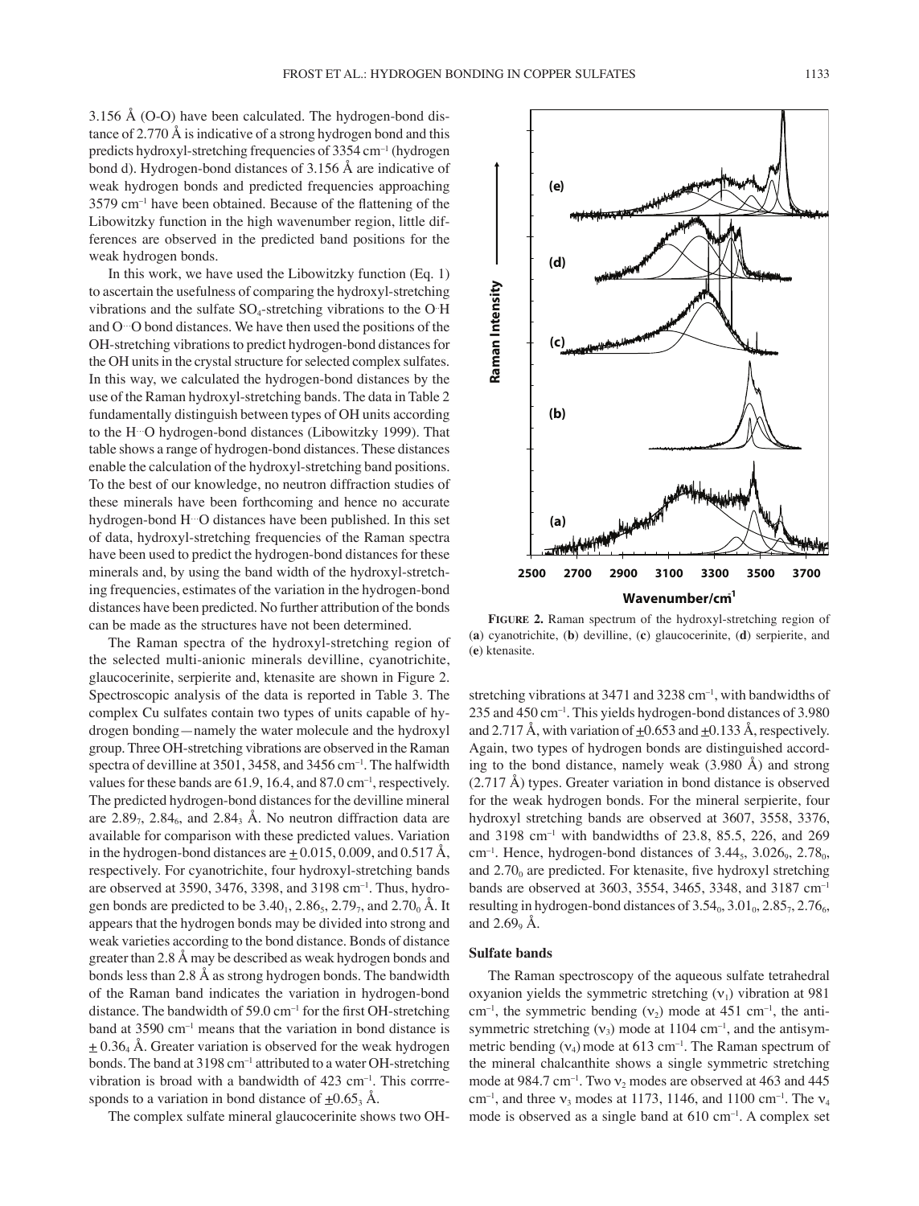3.156 Å (O-O) have been calculated. The hydrogen-bond distance of 2.770 Å is indicative of a strong hydrogen bond and this predicts hydroxyl-stretching frequencies of 3354 $cm^{-1}$ (hydrogen bond d). Hydrogen-bond distances of 3.156 Å are indicative of weak hydrogen bonds and predicted frequencies approaching 3579 $cm^{-1}$ have been obtained. Because of the flattening of the Libowitzky function in the high wavenumber region, little differences are observed in the predicted band positions for the weak hydrogen bonds.

In this work, we have used the Libowitzky function (Eq. 1) to ascertain the usefulness of comparing the hydroxyl-stretching vibrations and the sulfate $SO_4$-stretching vibrations to the O···H and O···O bond distances. We have then used the positions of the OH-stretching vibrations to predict hydrogen-bond distances for the OH units in the crystal structure for selected complex sulfates. In this way, we calculated the hydrogen-bond distances by the use of the Raman hydroxyl-stretching bands. The data in Table 2 fundamentally distinguish between types of OH units according to the H···O hydrogen-bond distances (Libowitzky 1999). That table shows a range of hydrogen-bond distances. These distances enable the calculation of the hydroxyl-stretching band positions. To the best of our knowledge, no neutron diffraction studies of these minerals have been forthcoming and hence no accurate hydrogen-bond H···O distances have been published. In this set of data, hydroxyl-stretching frequencies of the Raman spectra have been used to predict the hydrogen-bond distances for these minerals and, by using the band width of the hydroxyl-stretching frequencies, estimates of the variation in the hydrogen-bond distances have been predicted. No further attribution of the bonds can be made as the structures have not been determined.

The Raman spectra of the hydroxyl-stretching region of the selected multi-anionic minerals devilline, cyanotrichite, glaucocerinite, serpierite and, ktenasite are shown in Figure 2. Spectroscopic analysis of the data is reported in Table 3. The complex Cu sulfates contain two types of units capable of hydrogen bonding—namely the water molecule and the hydroxyl group. Three OH-stretching vibrations are observed in the Raman spectra of devilline at 3501, 3458, and 3456 $cm^{-1}$. The halfwidth values for these bands are 61.9, 16.4, and 87.0 $cm^{-1}$, respectively. The predicted hydrogen-bond distances for the devilline mineral are $2.89_7$, $2.84_6$, and $2.84_3$ Å. No neutron diffraction data are available for comparison with these predicted values. Variation in the hydrogen-bond distances are ± 0.015, 0.009, and 0.517 Å, respectively. For cyanotrichite, four hydroxyl-stretching bands are observed at 3590, 3476, 3398, and 3198 $cm^{-1}$. Thus, hydrogen bonds are predicted to be $3.40_1$, $2.86_5$, $2.79_7$, and $2.70_0$ Å. It appears that the hydrogen bonds may be divided into strong and weak varieties according to the bond distance. Bonds of distance greater than 2.8 Å may be described as weak hydrogen bonds and bonds less than 2.8 Å as strong hydrogen bonds. The bandwidth of the Raman band indicates the variation in hydrogen-bond distance. The bandwidth of 59.0 $cm^{-1}$ for the first OH-stretching band at 3590 $cm^{-1}$ means that the variation in bond distance is ± $0.36_4$ Å. Greater variation is observed for the weak hydrogen bonds. The band at 3198 $cm^{-1}$ attributed to a water OH-stretching vibration is broad with a bandwidth of 423 $cm^{-1}$. This corrresponds to a variation in bond distance of ±$0.65_3$ Å.

The complex sulfate mineral glaucocerinite shows two OH-stretching vibrations at 3471 and 3238 $cm^{-1}$, with bandwidths of 235 and 450 $cm^{-1}$. This yields hydrogen-bond distances of 3.980 and 2.717 Å, with variation of ±0.653 and ±0.133 Å, respectively. Again, two types of hydrogen bonds are distinguished according to the bond distance, namely weak (3.980 Å) and strong (2.717 Å) types. Greater variation in bond distance is observed for the weak hydrogen bonds. For the mineral serpierite, four hydroxyl stretching bands are observed at 3607, 3558, 3376, and 3198 $cm^{-1}$ with bandwidths of 23.8, 85.5, 226, and 269 $cm^{-1}$. Hence, hydrogen-bond distances of $3.44_5$, $3.026_9$, $2.78_0$, and $2.70_0$ are predicted. For ktenasite, five hydroxyl stretching bands are observed at 3603, 3554, 3465, 3348, and 3187 $cm^{-1}$ resulting in hydrogen-bond distances of $3.54_0$, $3.01_0$, $2.85_7$, $2.76_6$, and $2.69_9$ Å.

FIGURE 2. Raman spectrum of the hydroxyl-stretching region of (a) cyanotrichite, (b) devilline, (c) glaucocerinite, (d) serpierite, and (e) ktenasite.

### Sulfate bands

The Raman spectroscopy of the aqueous sulfate tetrahedral oxyanion yields the symmetric stretching ($\nu_1$) vibration at 981 $cm^{-1}$, the symmetric bending ($\nu_2$) mode at 451 $cm^{-1}$, the antisymmetric stretching ($\nu_3$) mode at 1104 $cm^{-1}$, and the antisymmetric bending ($\nu_4$) mode at 613 $cm^{-1}$. The Raman spectrum of the mineral chalcanthite shows a single symmetric stretching mode at 984.7 $cm^{-1}$. Two $\nu_2$ modes are observed at 463 and 445 $cm^{-1}$, and three $\nu_3$ modes at 1173, 1146, and 1100 $cm^{-1}$. The $\nu_4$ mode is observed as a single band at 610 $cm^{-1}$. A complex set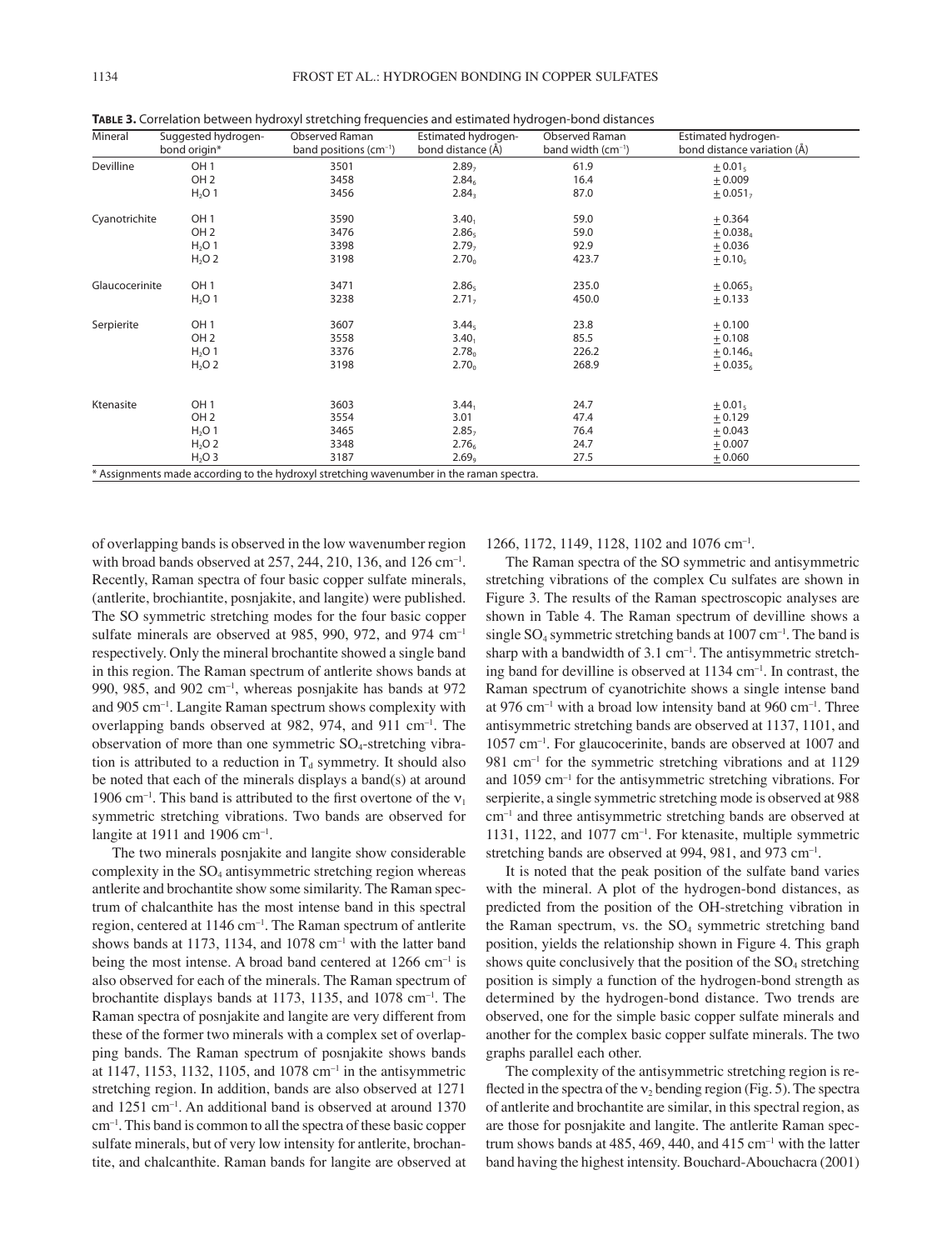**Table 3.** Correlation between hydroxyl stretching frequencies and estimated hydrogen-bond distances

| Mineral | Suggested hydrogen-bond origin* | Observed Raman band positions ($cm^{-1}$) | Estimated hydrogen-bond distance (Å) | Observed Raman band width ($cm^{-1}$) | Estimated hydrogen-bond distance variation (Å) |
|---|---|---|---|---|---|
| Devilline | OH 1 | 3501 | $2.89_7$ | 61.9 | $\pm 0.01_5$ |
| | OH 2 | 3458 | $2.84_6$ | 16.4 | $\pm 0.009$ |
| | $H_2O$ 1 | 3456 | $2.84_3$ | 87.0 | $\pm 0.051_7$ |
| Cyanotrichite | OH 1 | 3590 | $3.40_1$ | 59.0 | $\pm 0.364$ |
| | OH 2 | 3476 | $2.86_5$ | 59.0 | $\pm 0.038_4$ |
| | $H_2O$ 1 | 3398 | $2.79_7$ | 92.9 | $\pm 0.036$ |
| | $H_2O$ 2 | 3198 | $2.70_0$ | 423.7 | $\pm 0.10_5$ |
| Glaucocerinite | OH 1 | 3471 | $2.86_5$ | 235.0 | $\pm 0.065_3$ |
| | $H_2O$ 1 | 3238 | $2.71_7$ | 450.0 | $\pm 0.133$ |
| Serpierite | OH 1 | 3607 | $3.44_5$ | 23.8 | $\pm 0.100$ |
| | OH 2 | 3558 | $3.40_1$ | 85.5 | $\pm 0.108$ |
| | $H_2O$ 1 | 3376 | $2.78_0$ | 226.2 | $\pm 0.146_4$ |
| | $H_2O$ 2 | 3198 | $2.70_0$ | 268.9 | $\pm 0.035_6$ |
| Ktenasite | OH 1 | 3603 | $3.44_1$ | 24.7 | $\pm 0.01_5$ |
| | OH 2 | 3554 | 3.01 | 47.4 | $\pm 0.129$ |
| | $H_2O$ 1 | 3465 | $2.85_7$ | 76.4 | $\pm 0.043$ |
| | $H_2O$ 2 | 3348 | $2.76_6$ | 24.7 | $\pm 0.007$ |
| | $H_2O$ 3 | 3187 | $2.69_9$ | 27.5 | $\pm 0.060$ |

\* Assignments made according to the hydroxyl stretching wavenumber in the raman spectra.

of overlapping bands is observed in the low wavenumber region with broad bands observed at 257, 244, 210, 136, and 126 $cm^{-1}$. Recently, Raman spectra of four basic copper sulfate minerals, (antlerite, brochiantite, posnjakite, and langite) were published. The SO symmetric stretching modes for the four basic copper sulfate minerals are observed at 985, 990, 972, and 974 $cm^{-1}$ respectively. Only the mineral brochantite showed a single band in this region. The Raman spectrum of antlerite shows bands at 990, 985, and 902 $cm^{-1}$, whereas posnjakite has bands at 972 and 905 $cm^{-1}$. Langite Raman spectrum shows complexity with overlapping bands observed at 982, 974, and 911 $cm^{-1}$. The observation of more than one symmetric $SO_4$-stretching vibration is attributed to a reduction in $T_d$ symmetry. It should also be noted that each of the minerals displays a band(s) at around 1906 $cm^{-1}$. This band is attributed to the first overtone of the $\nu_1$ symmetric stretching vibrations. Two bands are observed for langite at 1911 and 1906 $cm^{-1}$.

The two minerals posnjakite and langite show considerable complexity in the $SO_4$ antisymmetric stretching region whereas antlerite and brochantite show some similarity. The Raman spectrum of chalcanthite has the most intense band in this spectral region, centered at 1146 $cm^{-1}$. The Raman spectrum of antlerite shows bands at 1173, 1134, and 1078 $cm^{-1}$ with the latter band being the most intense. A broad band centered at 1266 $cm^{-1}$ is also observed for each of the minerals. The Raman spectrum of brochantite displays bands at 1173, 1135, and 1078 $cm^{-1}$. The Raman spectra of posnjakite and langite are very different from these of the former two minerals with a complex set of overlapping bands. The Raman spectrum of posnjakite shows bands at 1147, 1153, 1132, 1105, and 1078 $cm^{-1}$ in the antisymmetric stretching region. In addition, bands are also observed at 1271 and 1251 $cm^{-1}$. An additional band is observed at around 1370 $cm^{-1}$. This band is common to all the spectra of these basic copper sulfate minerals, but of very low intensity for antlerite, brochantite, and chalcanthite. Raman bands for langite are observed at 1266, 1172, 1149, 1128, 1102 and 1076 $cm^{-1}$.

The Raman spectra of the SO symmetric and antisymmetric stretching vibrations of the complex Cu sulfates are shown in Figure 3. The results of the Raman spectroscopic analyses are shown in Table 4. The Raman spectrum of devilline shows a single $SO_4$ symmetric stretching bands at 1007 $cm^{-1}$. The band is sharp with a bandwidth of 3.1 $cm^{-1}$. The antisymmetric stretching band for devilline is observed at 1134 $cm^{-1}$. In contrast, the Raman spectrum of cyanotrichite shows a single intense band at 976 $cm^{-1}$ with a broad low intensity band at 960 $cm^{-1}$. Three antisymmetric stretching bands are observed at 1137, 1101, and 1057 $cm^{-1}$. For glaucocerinite, bands are observed at 1007 and 981 $cm^{-1}$ for the symmetric stretching vibrations and at 1129 and 1059 $cm^{-1}$ for the antisymmetric stretching vibrations. For serpierite, a single symmetric stretching mode is observed at 988 $cm^{-1}$ and three antisymmetric stretching bands are observed at 1131, 1122, and 1077 $cm^{-1}$. For ktenasite, multiple symmetric stretching bands are observed at 994, 981, and 973 $cm^{-1}$.

It is noted that the peak position of the sulfate band varies with the mineral. A plot of the hydrogen-bond distances, as predicted from the position of the OH-stretching vibration in the Raman spectrum, vs. the $SO_4$ symmetric stretching band position, yields the relationship shown in Figure 4. This graph shows quite conclusively that the position of the $SO_4$ stretching position is simply a function of the hydrogen-bond strength as determined by the hydrogen-bond distance. Two trends are observed, one for the simple basic copper sulfate minerals and another for the complex basic copper sulfate minerals. The two graphs parallel each other.

The complexity of the antisymmetric stretching region is reflected in the spectra of the $\nu_2$ bending region (Fig. 5). The spectra of antlerite and brochantite are similar, in this spectral region, as are those for posnjakite and langite. The antlerite Raman spectrum shows bands at 485, 469, 440, and 415 $cm^{-1}$ with the latter band having the highest intensity. Bouchard-Abouchacra (2001)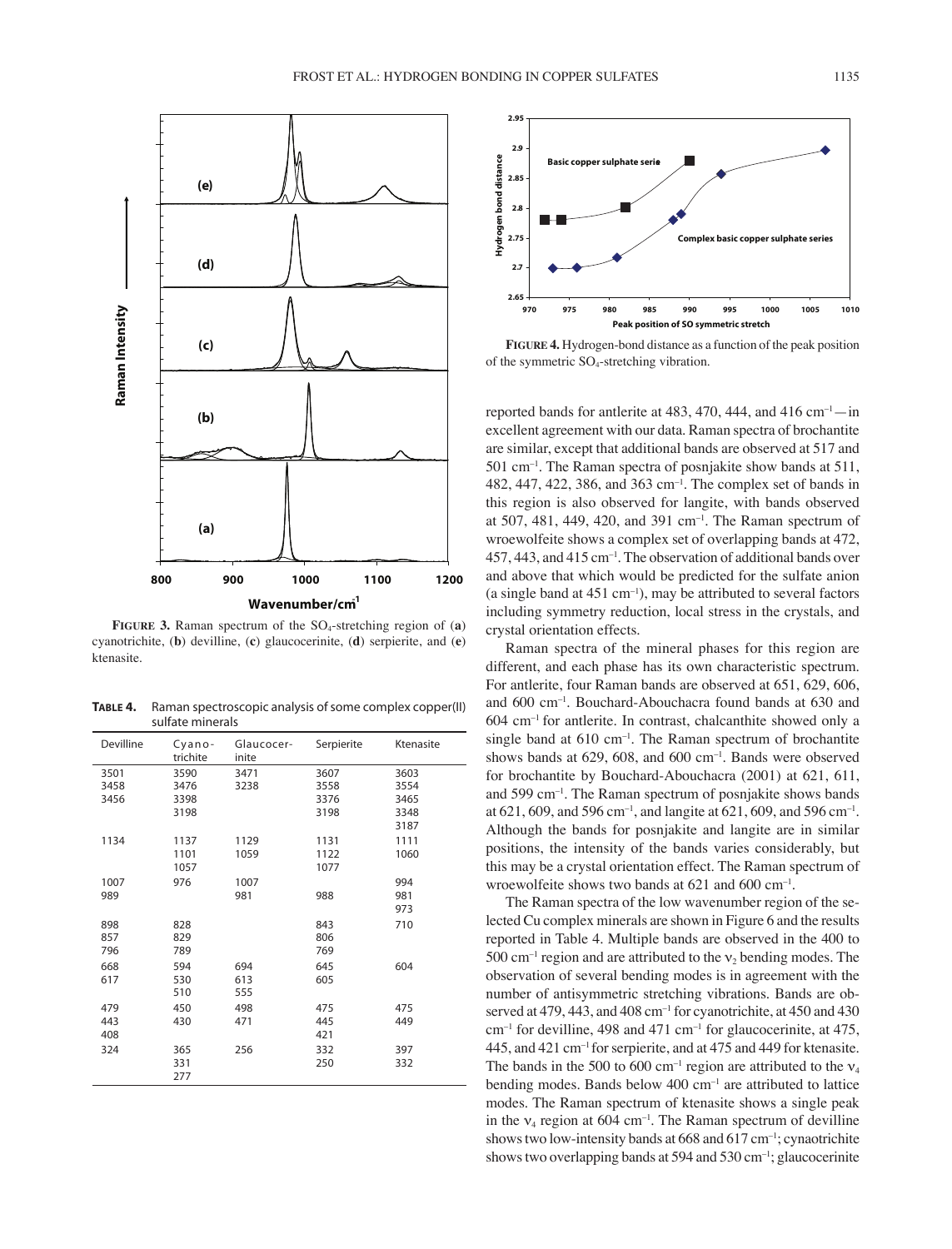**FIGURE 3.** Raman spectrum of the $SO_4$-stretching region of (**a**) cyanotrichite, (**b**) devilline, (**c**) glaucocerinite, (**d**) serpierite, and (**e**) ktenasite.

**TABLE 4.** Raman spectroscopic analysis of some complex copper(II) sulfate minerals

| Devilline | Cyano-trichite | Glaucocer-inite | Serpierite | Ktenasite |
|---|---|---|---|---|
| 3501 | 3590 | 3471 | 3607 | 3603 |
| 3458 | 3476 | 3238 | 3558 | 3554 |
| 3456 | 3398 | | 3376 | 3465 |
| | 3198 | | 3198 | 3348 |
| | | | | 3187 |
| 1134 | 1137 | 1129 | 1131 | 1111 |
| | 1101 | 1059 | 1122 | 1060 |
| | 1057 | | 1077 | |
| 1007 | 976 | 1007 | | 994 |
| 989 | | 981 | 988 | 981 |
| | | | | 973 |
| 898 | 828 | | 843 | 710 |
| 857 | 829 | | 806 | |
| 796 | 789 | | 769 | |
| 668 | 594 | 694 | 645 | 604 |
| 617 | 530 | 613 | 605 | |
| | 510 | 555 | | |
| 479 | 450 | 498 | 475 | 475 |
| 443 | 430 | 471 | 445 | 449 |
| 408 | | | 421 | |
| 324 | 365 | 256 | 332 | 397 |
| | 331 | | 250 | 332 |
| | 277 | | | |

**FIGURE 4.** Hydrogen-bond distance as a function of the peak position of the symmetric $SO_4$-stretching vibration.

reported bands for antlerite at 483, 470, 444, and 416 cm$^{-1}$—in excellent agreement with our data. Raman spectra of brochantite are similar, except that additional bands are observed at 517 and 501 cm$^{-1}$. The Raman spectra of posnjakite show bands at 511, 482, 447, 422, 386, and 363 cm$^{-1}$. The complex set of bands in this region is also observed for langite, with bands observed at 507, 481, 449, 420, and 391 cm$^{-1}$. The Raman spectrum of wroewolfeite shows a complex set of overlapping bands at 472, 457, 443, and 415 cm$^{-1}$. The observation of additional bands over and above that which would be predicted for the sulfate anion (a single band at 451 cm$^{-1}$), may be attributed to several factors including symmetry reduction, local stress in the crystals, and crystal orientation effects.

Raman spectra of the mineral phases for this region are different, and each phase has its own characteristic spectrum. For antlerite, four Raman bands are observed at 651, 629, 606, and 600 cm$^{-1}$. Bouchard-Abouchacra found bands at 630 and 604 cm$^{-1}$ for antlerite. In contrast, chalcanthite showed only a single band at 610 cm$^{-1}$. The Raman spectrum of brochantite shows bands at 629, 608, and 600 cm$^{-1}$. Bands were observed for brochantite by Bouchard-Abouchacra (2001) at 621, 611, and 599 cm$^{-1}$. The Raman spectrum of posnjakite shows bands at 621, 609, and 596 cm$^{-1}$, and langite at 621, 609, and 596 cm$^{-1}$. Although the bands for posnjakite and langite are in similar positions, the intensity of the bands varies considerably, but this may be a crystal orientation effect. The Raman spectrum of wroewolfeite shows two bands at 621 and 600 cm$^{-1}$.

The Raman spectra of the low wavenumber region of the selected Cu complex minerals are shown in Figure 6 and the results reported in Table 4. Multiple bands are observed in the 400 to 500 cm$^{-1}$ region and are attributed to the $\nu_2$ bending modes. The observation of several bending modes is in agreement with the number of antisymmetric stretching vibrations. Bands are observed at 479, 443, and 408 cm$^{-1}$ for cyanotrichite, at 450 and 430 cm$^{-1}$ for devilline, 498 and 471 cm$^{-1}$ for glaucocerinite, at 475, 445, and 421 cm$^{-1}$ for serpierite, and at 475 and 449 for ktenasite. The bands in the 500 to 600 cm$^{-1}$ region are attributed to the $\nu_4$ bending modes. Bands below 400 cm$^{-1}$ are attributed to lattice modes. The Raman spectrum of ktenasite shows a single peak in the $\nu_4$ region at 604 cm$^{-1}$. The Raman spectrum of devilline shows two low-intensity bands at 668 and 617 cm$^{-1}$; cynaotrichite shows two overlapping bands at 594 and 530 cm$^{-1}$; glaucocerinite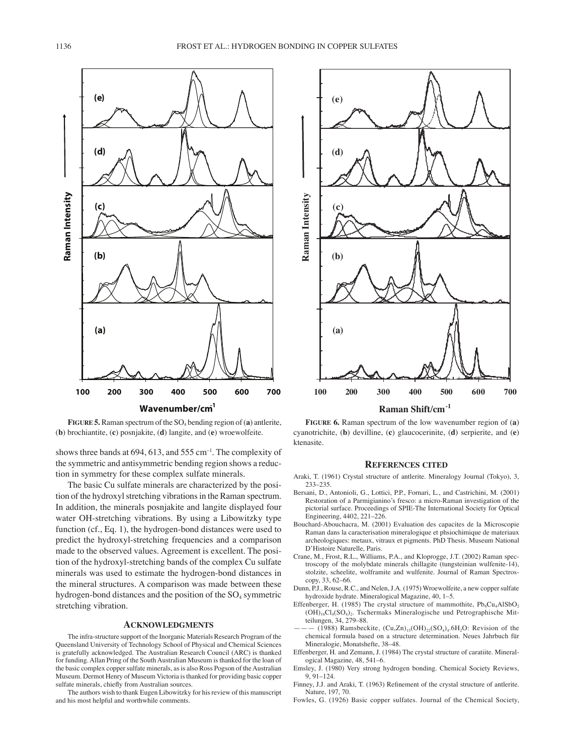**FIGURE 5.** Raman spectrum of the $SO_4$ bending region of (**a**) antlerite, (**b**) brochiantite, (**c**) posnjakite, (**d**) langite, and (**e**) wroewolfeite.

**FIGURE 6.** Raman spectrum of the low wavenumber region of (**a**) cyanotrichite, (**b**) devilline, (**c**) glaucocerinite, (**d**) serpierite, and (**e**) ktenasite.

shows three bands at 694, 613, and 555 $cm^{-1}$. The complexity of the symmetric and antisymmetric bending region shows a reduction in symmetry for these complex sulfate minerals.

The basic Cu sulfate minerals are characterized by the position of the hydroxyl stretching vibrations in the Raman spectrum. In addition, the minerals posnjakite and langite displayed four water OH-stretching vibrations. By using a Libowitzky type function (cf., Eq. 1), the hydrogen-bond distances were used to predict the hydroxyl-stretching frequencies and a comparison made to the observed values. Agreement is excellent. The position of the hydroxyl-stretching bands of the complex Cu sulfate minerals was used to estimate the hydrogen-bond distances in the mineral structures. A comparison was made between these hydrogen-bond distances and the position of the $SO_4$ symmetric stretching vibration.

## ACKNOWLEDGMENTS

The infra-structure support of the Inorganic Materials Research Program of the Queensland University of Technology School of Physical and Chemical Sciences is gratefully acknowledged. The Australian Research Council (ARC) is thanked for funding. Allan Pring of the South Australian Museum is thanked for the loan of the basic complex copper sulfate minerals, as is also Ross Pogson of the Australian Museum. Dermot Henry of Museum Victoria is thanked for providing basic copper sulfate minerals, chiefly from Australian sources.

The authors wish to thank Eugen Libowitzky for his review of this manuscript and his most helpful and worthwhile comments.

## REFERENCES CITED

Araki, T. (1961) Crystal structure of antlerite. Mineralogy Journal (Tokyo), 3, 233–235.

Bersani, D., Antonioli, G., Lottici, P.P., Fornari, L., and Castrichini, M. (2001) Restoration of a Parmigianino's fresco: a micro-Raman investigation of the pictorial surface. Proceedings of SPIE-The International Society for Optical Engineering, 4402, 221–226.

Bouchard-Abouchacra, M. (2001) Evaluation des capacites de la Microscopie Raman dans la caracterisation mineralogique et phsiochimique de materiaux archeologiques: metaux, vitraux et pigments. PhD Thesis. Museum National D'Histoire Naturelle, Paris.

Crane, M., Frost, R.L., Williams, P.A., and Kloprogge, J.T. (2002) Raman spectroscopy of the molybdate minerals chillagite (tungsteinian wulfenite-14), stolzite, scheelite, wolframite and wulfenite. Journal of Raman Spectroscopy, 33, 62–66.

Dunn, P.J., Rouse, R.C., and Nelen, J.A. (1975) Wroewolfeite, a new copper sulfate hydroxide hydrate. Mineralogical Magazine, 40, 1–5.

Effenberger, H. (1985) The crystal structure of mammothite, $Pb_6Cu_4AlSbO_2(OH)_{16}Cl_4(SO_4)_2$. Tschermaks Mineralogische und Petrographische Mitteilungen, 34, 279–88.

——— (1988) Ramsbeckite, $(Cu,Zn)_{15}(OH)_{22}(SO_4)_4.6H_2O$: Revision of the chemical formula based on a structure determination. Neues Jahrbuch für Mineralogie, Monatshefte, 38–48.

Effenberger, H. and Zemann, J. (1984) The crystal structure of caratiite. Mineralogical Magazine, 48, 541–6.

Emsley, J. (1980) Very strong hydrogen bonding. Chemical Society Reviews, 9, 91–124.

Finney, J.J. and Araki, T. (1963) Refinement of the crystal structure of antlerite. Nature, 197, 70.

Fowles, G. (1926) Basic copper sulfates. Journal of the Chemical Society,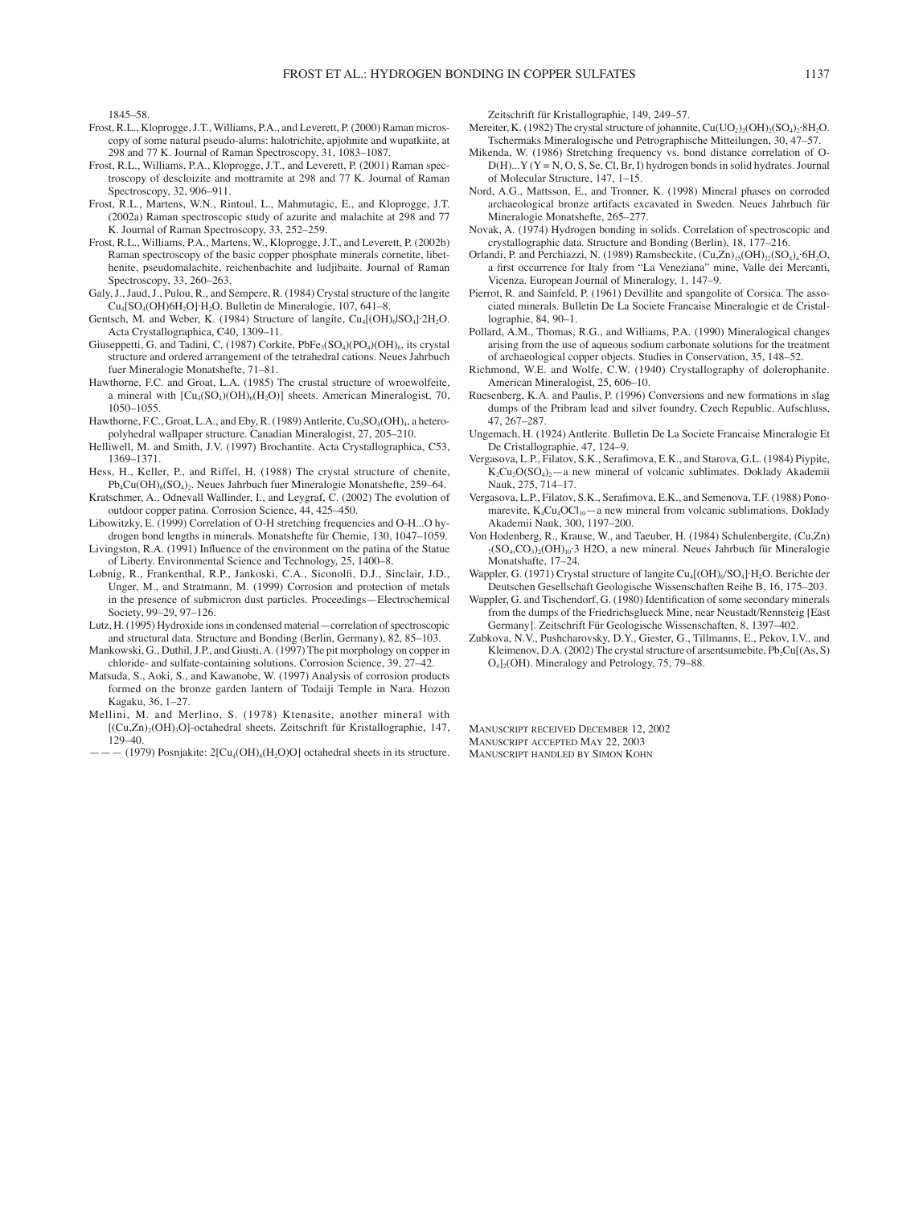1845–58.

Frost, R.L., Kloprogge, J.T., Williams, P.A., and Leverett, P. (2000) Raman microscopy of some natural pseudo-alums: halotrichite, apjohnite and wupatkiite, at 298 and 77 K. Journal of Raman Spectroscopy, 31, 1083–1087.

Frost, R.L., Williams, P.A., Kloprogge, J.T., and Leverett, P. (2001) Raman spectroscopy of descloizite and mottramite at 298 and 77 K. Journal of Raman Spectroscopy, 32, 906–911.

Frost, R.L., Martens, W.N., Rintoul, L., Mahmutagic, E., and Kloprogge, J.T. (2002a) Raman spectroscopic study of azurite and malachite at 298 and 77 K. Journal of Raman Spectroscopy, 33, 252–259.

Frost, R.L., Williams, P.A., Martens, W., Kloprogge, J.T., and Leverett, P. (2002b) Raman spectroscopy of the basic copper phosphate minerals cornetite, libethenite, pseudomalachite, reichenbachite and ludjibaite. Journal of Raman Spectroscopy, 33, 260–263.

Galy, J., Jaud, J., Pulou, R., and Sempere, R. (1984) Crystal structure of the langite $Cu_4[SO_4(OH)6H_2O]\cdot H_2O$. Bulletin de Mineralogie, 107, 641–8.

Gentsch, M. and Weber, K. (1984) Structure of langite, $Cu_4[(OH)_6|SO_4]\cdot 2H_2O$. Acta Crystallographica, C40, 1309–11.

Giuseppetti, G. and Tadini, C. (1987) Corkite, $PbFe_3(SO_4)(PO_4)(OH)_6$, its crystal structure and ordered arrangement of the tetrahedral cations. Neues Jahrbuch fuer Mineralogie Monatshefte, 71–81.

Hawthorne, F.C. and Groat, L.A. (1985) The crustal structure of wroewolfeite, a mineral with $[Cu_4(SO_4)(OH)_6(H_2O)]$ sheets. American Mineralogist, 70, 1050–1055.

Hawthorne, F.C., Groat, L.A., and Eby, R. (1989) Antlerite, $Cu_3SO_4(OH)_4$, a heteropolyhedral wallpaper structure. Canadian Mineralogist, 27, 205–210.

Helliwell, M. and Smith, J.V. (1997) Brochantite. Acta Crystallographica, C53, 1369–1371.

Hess, H., Keller, P., and Riffel, H. (1988) The crystal structure of chenite, $Pb_4Cu(OH)_6(SO_4)_2$. Neues Jahrbuch fuer Mineralogie Monatshefte, 259–64.

Kratschmer, A., Odnevall Wallinder, I., and Leygraf, C. (2002) The evolution of outdoor copper patina. Corrosion Science, 44, 425–450.

Libowitzky, E. (1999) Correlation of O-H stretching frequencies and O-H...O hydrogen bond lengths in minerals. Monatshefte für Chemie, 130, 1047–1059.

Livingston, R.A. (1991) Influence of the environment on the patina of the Statue of Liberty. Environmental Science and Technology, 25, 1400–8.

Lobnig, R., Frankenthal, R.P., Jankoski, C.A., Siconolfi, D.J., Sinclair, J.D., Unger, M., and Stratmann, M. (1999) Corrosion and protection of metals in the presence of submicron dust particles. Proceedings—Electrochemical Society, 99–29, 97–126.

Lutz, H. (1995) Hydroxide ions in condensed material—correlation of spectroscopic and structural data. Structure and Bonding (Berlin, Germany), 82, 85–103.

Mankowski, G., Duthil, J.P., and Giusti, A. (1997) The pit morphology on copper in chloride- and sulfate-containing solutions. Corrosion Science, 39, 27–42.

Matsuda, S., Aoki, S., and Kawanobe, W. (1997) Analysis of corrosion products formed on the bronze garden lantern of Todaiji Temple in Nara. Hozon Kagaku, 36, 1–27.

Mellini, M. and Merlino, S. (1978) Ktenasite, another mineral with $[(Cu,Zn)_2(OH)_3O]$-octahedral sheets. Zeitschrift für Kristallographie, 147, 129–40.

——— (1979) Posnjakite: $2[Cu_4(OH)_6(H_2O)O]$ octahedral sheets in its structure. Zeitschrift für Kristallographie, 149, 249–57.

Mereiter, K. (1982) The crystal structure of johannite, $Cu(UO_2)_2(OH)_2(SO_4)_2\cdot 8H_2O$. Tschermaks Mineralogische und Petrographische Mitteilungen, 30, 47–57.

Mikenda, W. (1986) Stretching frequency vs. bond distance correlation of O-D(H)...Y (Y = N, O, S, Se, Cl, Br, I) hydrogen bonds in solid hydrates. Journal of Molecular Structure, 147, 1–15.

Nord, A.G., Mattsson, E., and Tronner, K. (1998) Mineral phases on corroded archaeological bronze artifacts excavated in Sweden. Neues Jahrbuch für Mineralogie Monatshefte, 265–277.

Novak, A. (1974) Hydrogen bonding in solids. Correlation of spectroscopic and crystallographic data. Structure and Bonding (Berlin), 18, 177–216.

Orlandi, P. and Perchiazzi, N. (1989) Ramsbeckite, $(Cu,Zn)_{15}(OH)_{22}(SO_4)_4\cdot 6H_2O$, a first occurrence for Italy from "La Veneziana" mine, Valle dei Mercanti, Vicenza. European Journal of Mineralogy, 1, 147–9.

Pierrot, R. and Sainfeld, P. (1961) Devillite and spangolite of Corsica. The associated minerals. Bulletin De La Societe Francaise Mineralogie et de Cristallographie, 84, 90–1.

Pollard, A.M., Thomas, R.G., and Williams, P.A. (1990) Mineralogical changes arising from the use of aqueous sodium carbonate solutions for the treatment of archaeological copper objects. Studies in Conservation, 35, 148–52.

Richmond, W.E. and Wolfe, C.W. (1940) Crystallography of dolerophanite. American Mineralogist, 25, 606–10.

Ruesenberg, K.A. and Paulis, P. (1996) Conversions and new formations in slag dumps of the Pribram lead and silver foundry, Czech Republic. Aufschluss, 47, 267–287.

Ungemach, H. (1924) Antlerite. Bulletin De La Societe Francaise Mineralogie Et De Cristallographie, 47, 124–9.

Vergasova, L.P., Filatov, S.K., Serafimova, E.K., and Starova, G.L. (1984) Piypite, $K_2Cu_2O(SO_4)_2$—a new mineral of volcanic sublimates. Doklady Akademii Nauk, 275, 714–17.

Vergasova, L.P., Filatov, S.K., Serafimova, E.K., and Semenova, T.F. (1988) Ponomarevite, $K_4Cu_4OCl_{10}$—a new mineral from volcanic sublimations. Doklady Akademii Nauk, 300, 1197–200.

Von Hodenberg, R., Krause, W., and Taeuber, H. (1984) Schulenbergite, $(Cu,Zn)_7(SO_4,CO_3)_2(OH)_{10}\cdot 3$ H2O, a new mineral. Neues Jahrbuch für Mineralogie Monatshafte, 17–24.

Wappler, G. (1971) Crystal structure of langite $Cu_4[(OH)_6/SO_4]\cdot H_2O$. Berichte der Deutschen Gesellschaft Geologische Wissenschaften Reihe B, 16, 175–203.

Wappler, G. and Tischendorf, G. (1980) Identification of some secondary minerals from the dumps of the Friedrichsglueck Mine, near Neustadt/Rennsteig [East Germany]. Zeitschrift Für Geologische Wissenschaften, 8, 1397–402.

Zubkova, N.V., Pushcharovsky, D.Y., Giester, G., Tillmanns, E., Pekov, I.V., and Kleimenov, D.A. (2002) The crystal structure of arsentsumebite, $Pb_2Cu[(As,S)O_4]_2(OH)$. Mineralogy and Petrology, 75, 79–88.

MANUSCRIPT RECEIVED DECEMBER 12, 2002
MANUSCRIPT ACCEPTED MAY 22, 2003
MANUSCRIPT HANDLED BY SIMON KOHN